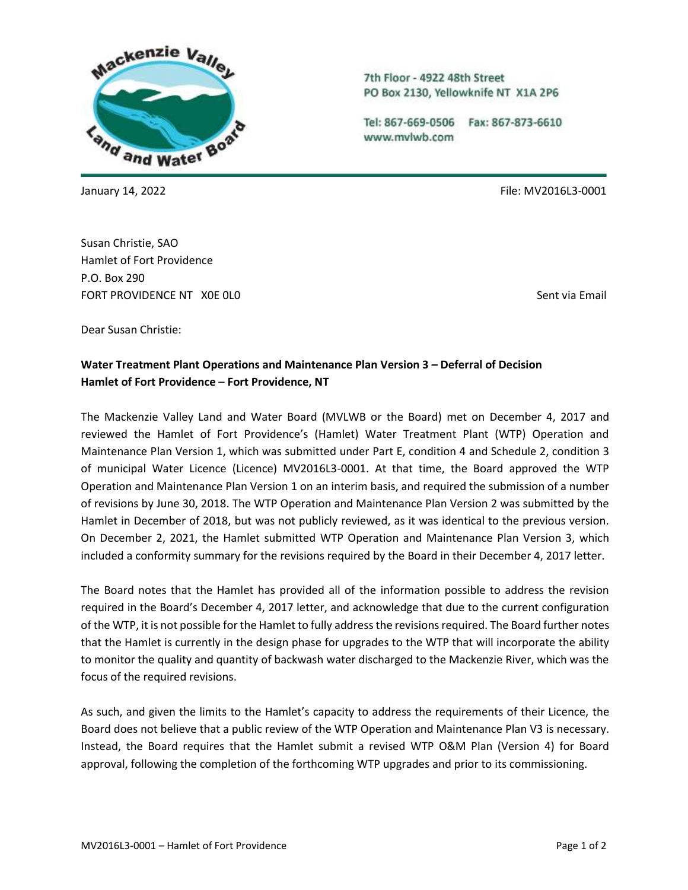Mackenzie Valley Land and Water Board

7th Floor - 4922 48th Street
PO Box 2130, Yellowknife NT X1A 2P6

Tel: 867-669-0506 Fax: 867-873-6610
www.mvlwb.com

January 14, 2022

File: MV2016L3-0001

Susan Christie, SAO
Hamlet of Fort Providence
P.O. Box 290
FORT PROVIDENCE NT X0E 0L0

Sent via Email

Dear Susan Christie:

**Water Treatment Plant Operations and Maintenance Plan Version 3 – Deferral of Decision**
**Hamlet of Fort Providence – Fort Providence, NT**

The Mackenzie Valley Land and Water Board (MVLWB or the Board) met on December 4, 2017 and reviewed the Hamlet of Fort Providence's (Hamlet) Water Treatment Plant (WTP) Operation and Maintenance Plan Version 1, which was submitted under Part E, condition 4 and Schedule 2, condition 3 of municipal Water Licence (Licence) MV2016L3-0001. At that time, the Board approved the WTP Operation and Maintenance Plan Version 1 on an interim basis, and required the submission of a number of revisions by June 30, 2018. The WTP Operation and Maintenance Plan Version 2 was submitted by the Hamlet in December of 2018, but was not publicly reviewed, as it was identical to the previous version. On December 2, 2021, the Hamlet submitted WTP Operation and Maintenance Plan Version 3, which included a conformity summary for the revisions required by the Board in their December 4, 2017 letter.

The Board notes that the Hamlet has provided all of the information possible to address the revision required in the Board's December 4, 2017 letter, and acknowledge that due to the current configuration of the WTP, it is not possible for the Hamlet to fully address the revisions required. The Board further notes that the Hamlet is currently in the design phase for upgrades to the WTP that will incorporate the ability to monitor the quality and quantity of backwash water discharged to the Mackenzie River, which was the focus of the required revisions.

As such, and given the limits to the Hamlet's capacity to address the requirements of their Licence, the Board does not believe that a public review of the WTP Operation and Maintenance Plan V3 is necessary. Instead, the Board requires that the Hamlet submit a revised WTP O&M Plan (Version 4) for Board approval, following the completion of the forthcoming WTP upgrades and prior to its commissioning.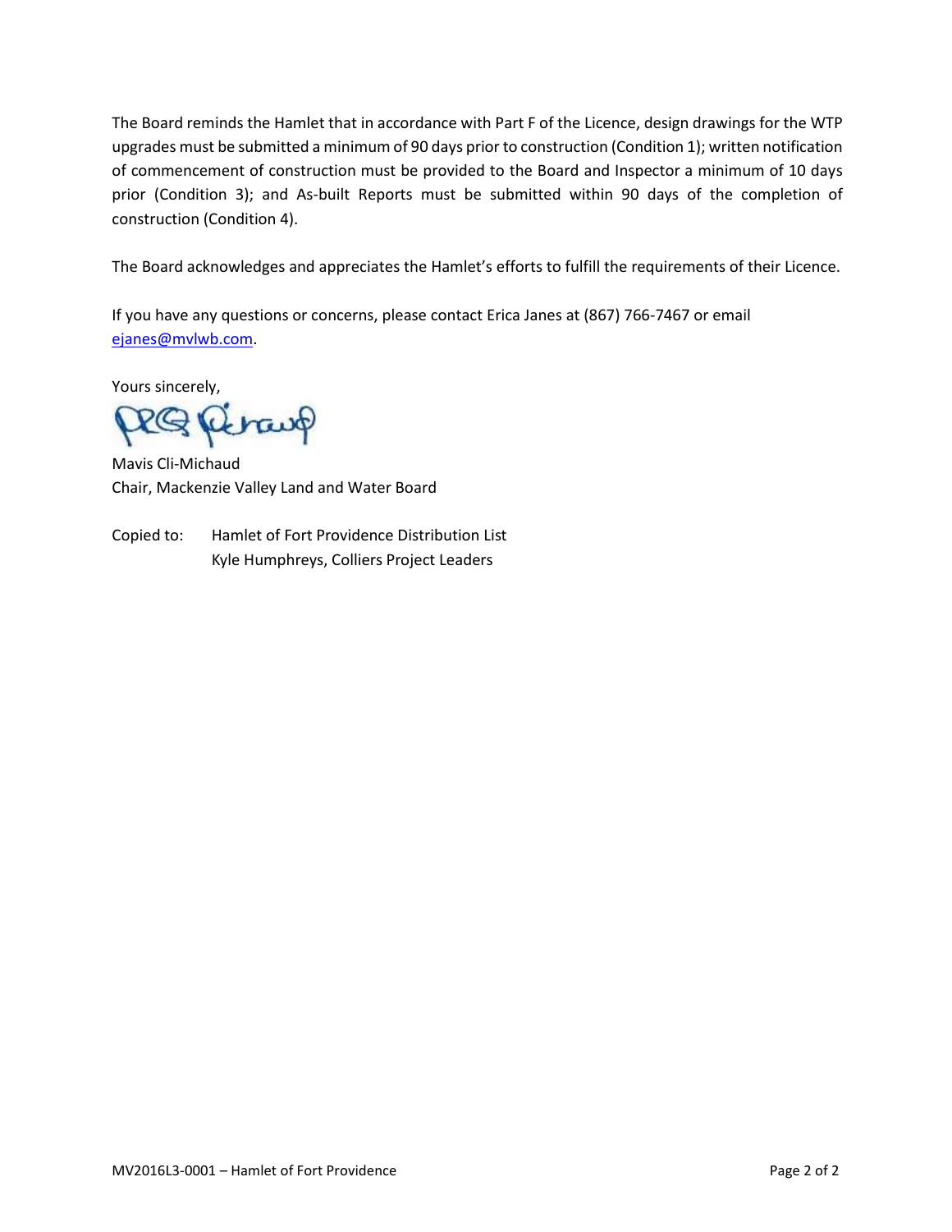The Board reminds the Hamlet that in accordance with Part F of the Licence, design drawings for the WTP upgrades must be submitted a minimum of 90 days prior to construction (Condition 1); written notification of commencement of construction must be provided to the Board and Inspector a minimum of 10 days prior (Condition 3); and As-built Reports must be submitted within 90 days of the completion of construction (Condition 4).

The Board acknowledges and appreciates the Hamlet's efforts to fulfill the requirements of their Licence.

If you have any questions or concerns, please contact Erica Janes at (867) 766-7467 or email ejanes@mvlwb.com.

Yours sincerely,

Mavis Cli-Michaud
Chair, Mackenzie Valley Land and Water Board

Copied to: Hamlet of Fort Providence Distribution List
Kyle Humphreys, Colliers Project Leaders